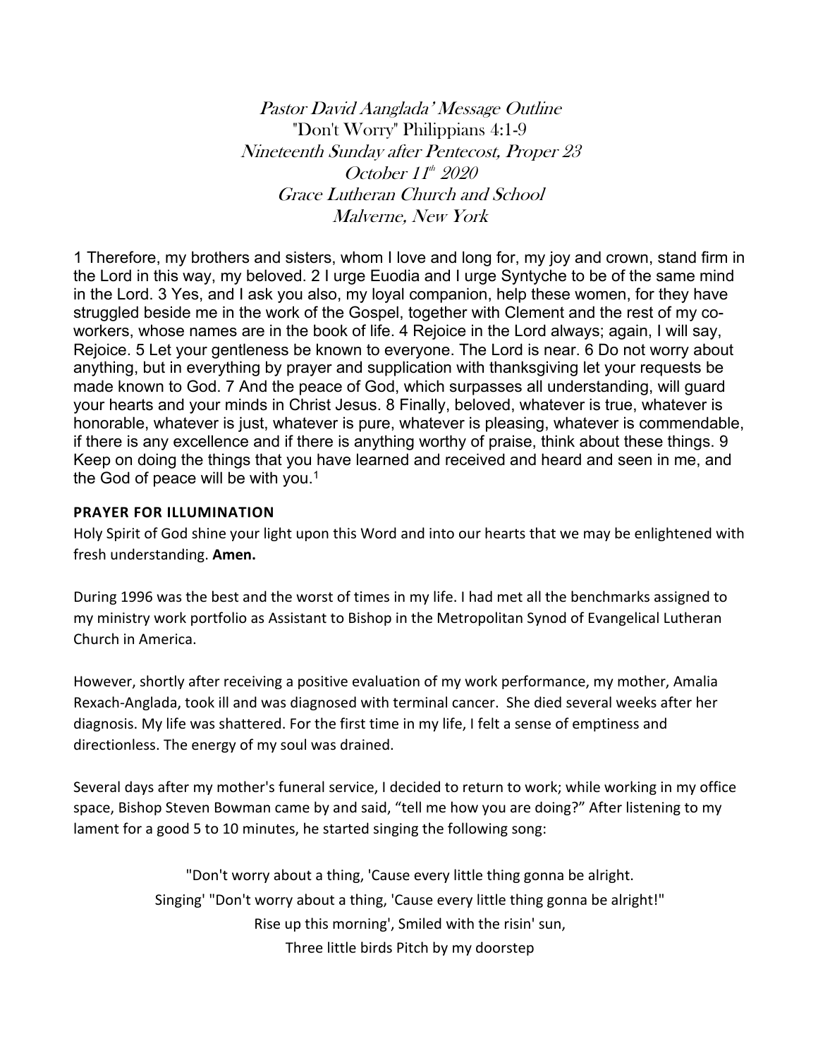*Pastor David Aanglada' Message Outline*
"Don't Worry" Philippians 4:1-9
*Nineteenth Sunday after Pentecost, Proper 23*
*October 11th 2020*
*Grace Lutheran Church and School*
*Malverne, New York*

1 Therefore, my brothers and sisters, whom I love and long for, my joy and crown, stand firm in the Lord in this way, my beloved. 2 I urge Euodia and I urge Syntyche to be of the same mind in the Lord. 3 Yes, and I ask you also, my loyal companion, help these women, for they have struggled beside me in the work of the Gospel, together with Clement and the rest of my co-workers, whose names are in the book of life. 4 Rejoice in the Lord always; again, I will say, Rejoice. 5 Let your gentleness be known to everyone. The Lord is near. 6 Do not worry about anything, but in everything by prayer and supplication with thanksgiving let your requests be made known to God. 7 And the peace of God, which surpasses all understanding, will guard your hearts and your minds in Christ Jesus. 8 Finally, beloved, whatever is true, whatever is honorable, whatever is just, whatever is pure, whatever is pleasing, whatever is commendable, if there is any excellence and if there is anything worthy of praise, think about these things. 9 Keep on doing the things that you have learned and received and heard and seen in me, and the God of peace will be with you.[1]

**PRAYER FOR ILLUMINATION**

Holy Spirit of God shine your light upon this Word and into our hearts that we may be enlightened with fresh understanding. **Amen.**

During 1996 was the best and the worst of times in my life. I had met all the benchmarks assigned to my ministry work portfolio as Assistant to Bishop in the Metropolitan Synod of Evangelical Lutheran Church in America.

However, shortly after receiving a positive evaluation of my work performance, my mother, Amalia Rexach-Anglada, took ill and was diagnosed with terminal cancer. She died several weeks after her diagnosis. My life was shattered. For the first time in my life, I felt a sense of emptiness and directionless. The energy of my soul was drained.

Several days after my mother's funeral service, I decided to return to work; while working in my office space, Bishop Steven Bowman came by and said, "tell me how you are doing?" After listening to my lament for a good 5 to 10 minutes, he started singing the following song:

"Don't worry about a thing, 'Cause every little thing gonna be alright.
Singing' "Don't worry about a thing, 'Cause every little thing gonna be alright!"
Rise up this morning', Smiled with the risin' sun,
Three little birds Pitch by my doorstep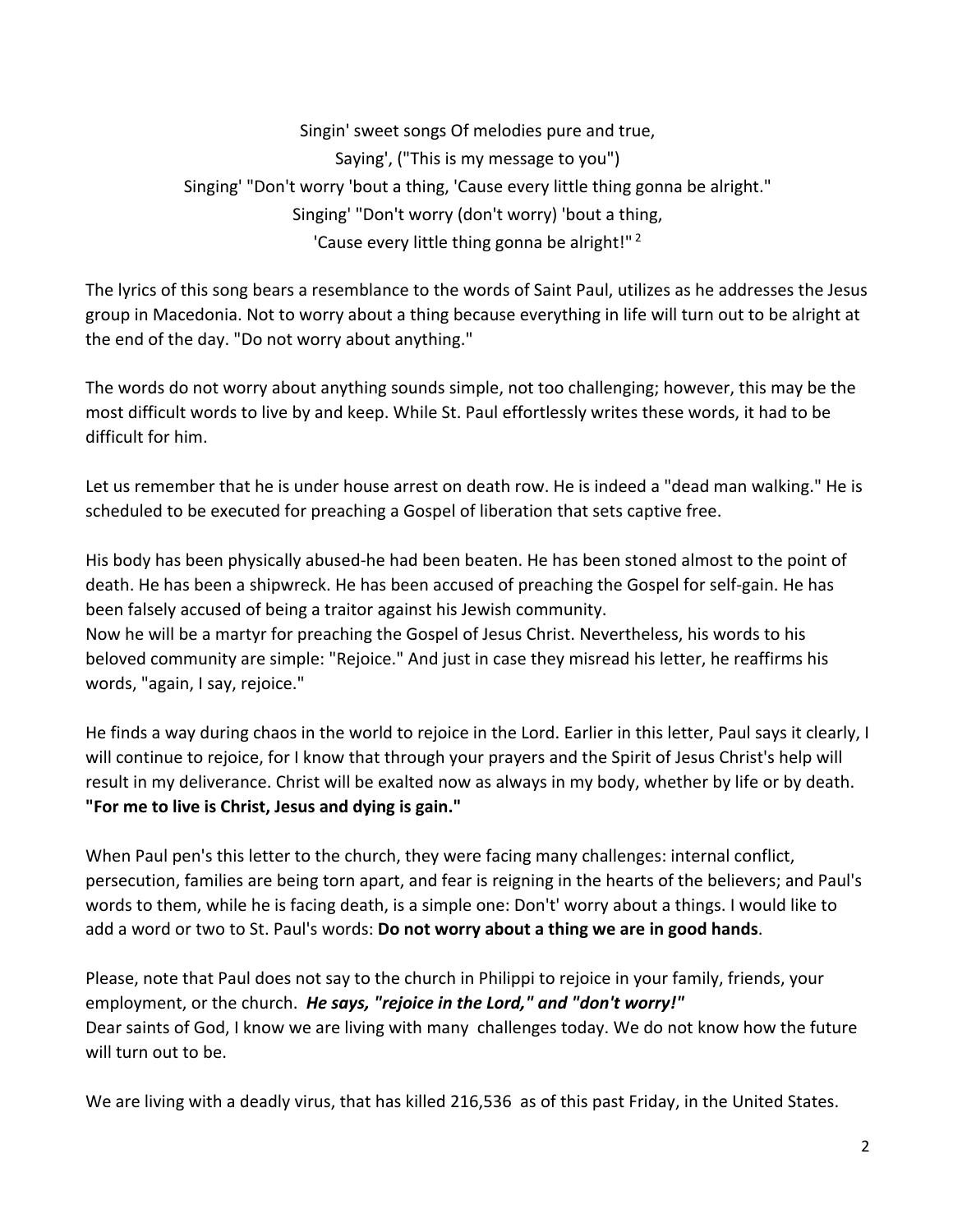Singin' sweet songs Of melodies pure and true,  
Saying', ("This is my message to you")  
Singing' "Don't worry 'bout a thing, 'Cause every little thing gonna be alright."  
Singing' "Don't worry (don't worry) 'bout a thing,  
'Cause every little thing gonna be alright!" [2]

The lyrics of this song bears a resemblance to the words of Saint Paul, utilizes as he addresses the Jesus group in Macedonia. Not to worry about a thing because everything in life will turn out to be alright at the end of the day. "Do not worry about anything."

The words do not worry about anything sounds simple, not too challenging; however, this may be the most difficult words to live by and keep. While St. Paul effortlessly writes these words, it had to be difficult for him.

Let us remember that he is under house arrest on death row. He is indeed a "dead man walking." He is scheduled to be executed for preaching a Gospel of liberation that sets captive free.

His body has been physically abused-he had been beaten. He has been stoned almost to the point of death. He has been a shipwreck. He has been accused of preaching the Gospel for self-gain. He has been falsely accused of being a traitor against his Jewish community.
Now he will be a martyr for preaching the Gospel of Jesus Christ. Nevertheless, his words to his beloved community are simple: "Rejoice." And just in case they misread his letter, he reaffirms his words, "again, I say, rejoice."

He finds a way during chaos in the world to rejoice in the Lord. Earlier in this letter, Paul says it clearly, I will continue to rejoice, for I know that through your prayers and the Spirit of Jesus Christ's help will result in my deliverance. Christ will be exalted now as always in my body, whether by life or by death. **"For me to live is Christ, Jesus and dying is gain."**

When Paul pen's this letter to the church, they were facing many challenges: internal conflict, persecution, families are being torn apart, and fear is reigning in the hearts of the believers; and Paul's words to them, while he is facing death, is a simple one: Don't' worry about a things. I would like to add a word or two to St. Paul's words: **Do not worry about a thing we are in good hands**.

Please, note that Paul does not say to the church in Philippi to rejoice in your family, friends, your employment, or the church. ***He says, "rejoice in the Lord," and "don't worry!"***
Dear saints of God, I know we are living with many challenges today. We do not know how the future will turn out to be.

We are living with a deadly virus, that has killed 216,536 as of this past Friday, in the United States.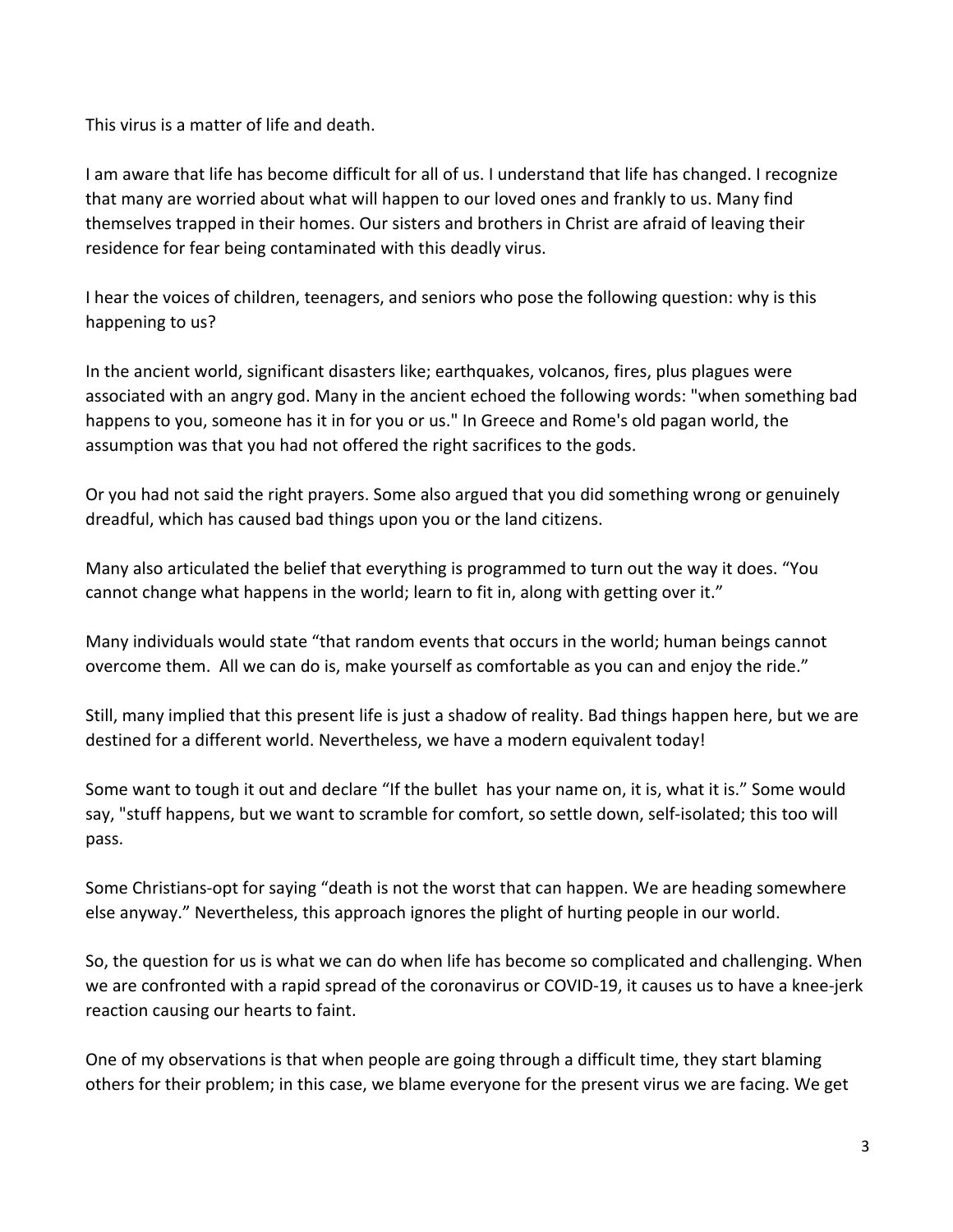This virus is a matter of life and death.

I am aware that life has become difficult for all of us. I understand that life has changed. I recognize that many are worried about what will happen to our loved ones and frankly to us. Many find themselves trapped in their homes. Our sisters and brothers in Christ are afraid of leaving their residence for fear being contaminated with this deadly virus.

I hear the voices of children, teenagers, and seniors who pose the following question: why is this happening to us?

In the ancient world, significant disasters like; earthquakes, volcanos, fires, plus plagues were associated with an angry god. Many in the ancient echoed the following words: "when something bad happens to you, someone has it in for you or us." In Greece and Rome's old pagan world, the assumption was that you had not offered the right sacrifices to the gods.

Or you had not said the right prayers. Some also argued that you did something wrong or genuinely dreadful, which has caused bad things upon you or the land citizens.

Many also articulated the belief that everything is programmed to turn out the way it does. "You cannot change what happens in the world; learn to fit in, along with getting over it."

Many individuals would state "that random events that occurs in the world; human beings cannot overcome them. All we can do is, make yourself as comfortable as you can and enjoy the ride."

Still, many implied that this present life is just a shadow of reality. Bad things happen here, but we are destined for a different world. Nevertheless, we have a modern equivalent today!

Some want to tough it out and declare "If the bullet has your name on, it is, what it is." Some would say, "stuff happens, but we want to scramble for comfort, so settle down, self-isolated; this too will pass.

Some Christians-opt for saying "death is not the worst that can happen. We are heading somewhere else anyway." Nevertheless, this approach ignores the plight of hurting people in our world.

So, the question for us is what we can do when life has become so complicated and challenging. When we are confronted with a rapid spread of the coronavirus or COVID-19, it causes us to have a knee-jerk reaction causing our hearts to faint.

One of my observations is that when people are going through a difficult time, they start blaming others for their problem; in this case, we blame everyone for the present virus we are facing. We get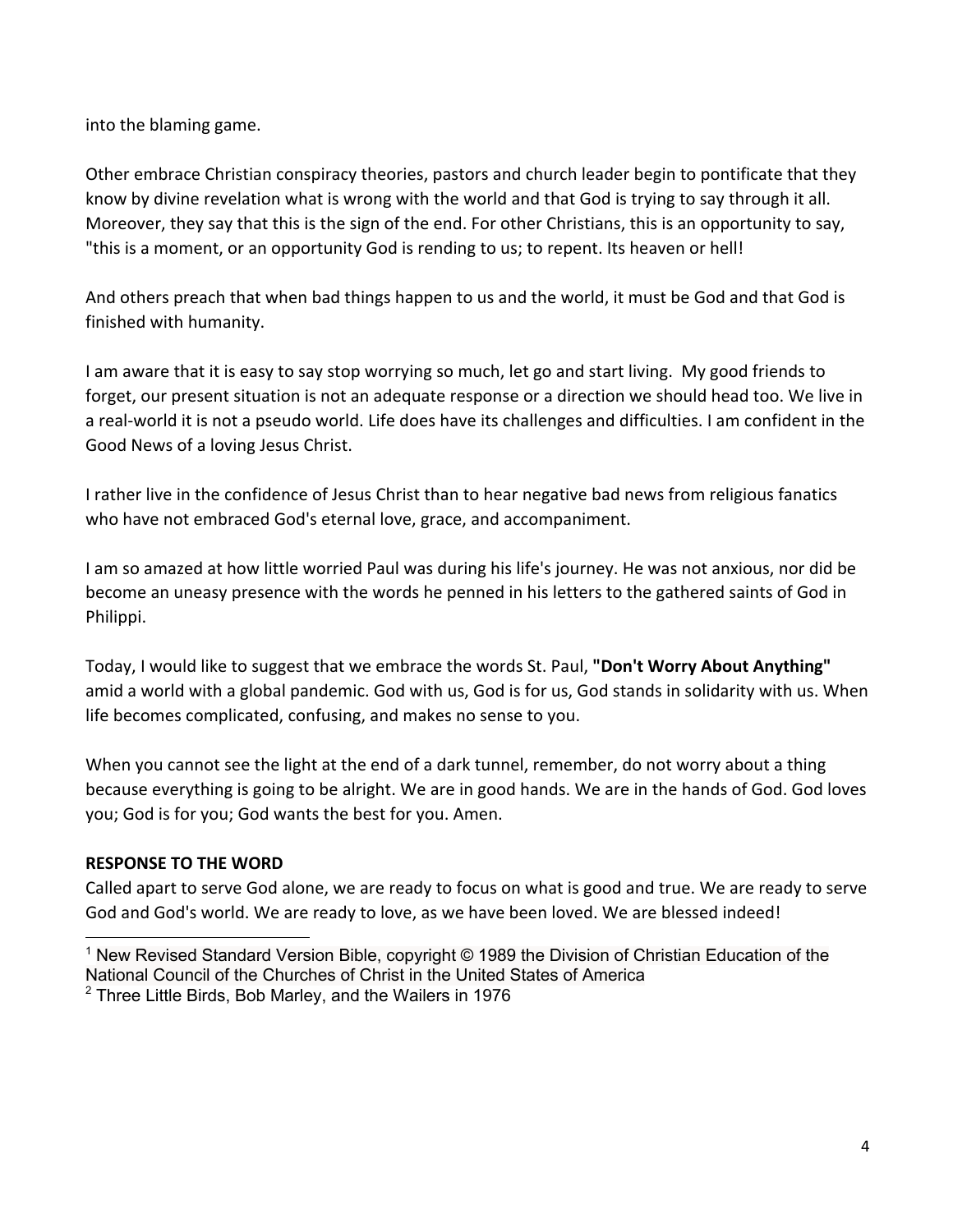into the blaming game.

Other embrace Christian conspiracy theories, pastors and church leader begin to pontificate that they know by divine revelation what is wrong with the world and that God is trying to say through it all. Moreover, they say that this is the sign of the end. For other Christians, this is an opportunity to say, "this is a moment, or an opportunity God is rending to us; to repent. Its heaven or hell!

And others preach that when bad things happen to us and the world, it must be God and that God is finished with humanity.

I am aware that it is easy to say stop worrying so much, let go and start living. My good friends to forget, our present situation is not an adequate response or a direction we should head too. We live in a real-world it is not a pseudo world. Life does have its challenges and difficulties. I am confident in the Good News of a loving Jesus Christ.

I rather live in the confidence of Jesus Christ than to hear negative bad news from religious fanatics who have not embraced God's eternal love, grace, and accompaniment.

I am so amazed at how little worried Paul was during his life's journey. He was not anxious, nor did be become an uneasy presence with the words he penned in his letters to the gathered saints of God in Philippi.

Today, I would like to suggest that we embrace the words St. Paul, **"Don't Worry About Anything"** amid a world with a global pandemic. God with us, God is for us, God stands in solidarity with us. When life becomes complicated, confusing, and makes no sense to you.

When you cannot see the light at the end of a dark tunnel, remember, do not worry about a thing because everything is going to be alright. We are in good hands. We are in the hands of God. God loves you; God is for you; God wants the best for you. Amen.

**RESPONSE TO THE WORD**

Called apart to serve God alone, we are ready to focus on what is good and true. We are ready to serve God and God's world. We are ready to love, as we have been loved. We are blessed indeed!

---

[1] New Revised Standard Version Bible, copyright © 1989 the Division of Christian Education of the National Council of the Churches of Christ in the United States of America

[2] Three Little Birds, Bob Marley, and the Wailers in 1976